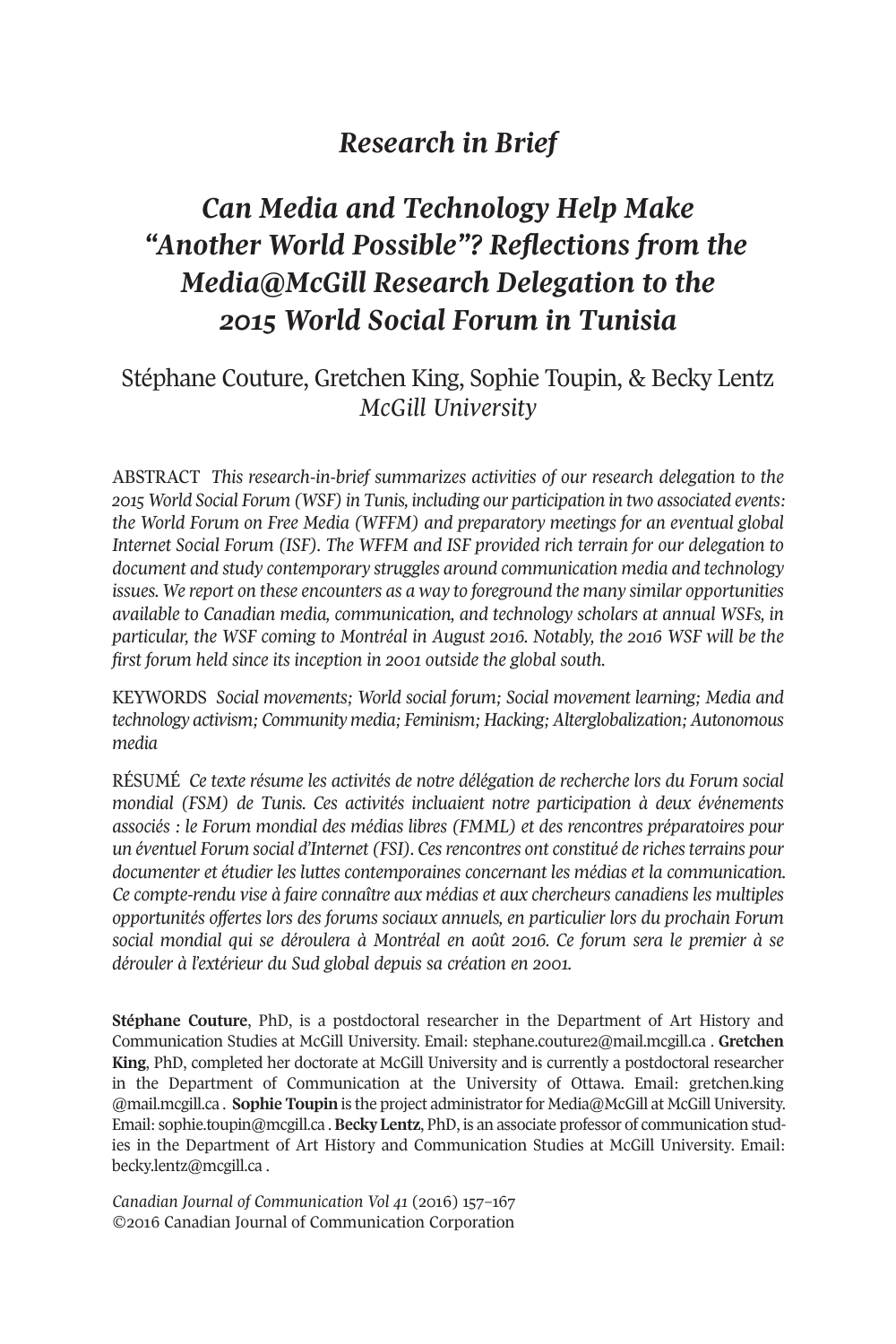## *Research in Brief*

# *Can Media and Technology Help Make "Another World Possible"? Reflections from the Media@McGill Research Delegation to the 2015 World Social Forum in Tunisia*

Stéphane Couture, Gretchen King, Sophie Toupin, & Becky Lentz
*McGill University*

ABSTRACT *This research-in-brief summarizes activities of our research delegation to the 2015 World Social Forum (WSF) in Tunis, including our participation in two associated events: the World Forum on Free Media (WFFM) and preparatory meetings for an eventual global Internet Social Forum (ISF). The WFFM and ISF provided rich terrain for our delegation to document and study contemporary struggles around communication media and technology issues. We report on these encounters as a way to foreground the many similar opportunities available to Canadian media, communication, and technology scholars at annual WSFs, in particular, the WSF coming to Montréal in August 2016. Notably, the 2016 WSF will be the first forum held since its inception in 2001 outside the global south.*

KEYWORDS *Social movements; World social forum; Social movement learning; Media and technology activism; Community media; Feminism; Hacking; Alterglobalization; Autonomous media*

RÉSUMÉ *Ce texte résume les activités de notre délégation de recherche lors du Forum social mondial (FSM) de Tunis. Ces activités incluaient notre participation à deux événements associés : le Forum mondial des médias libres (FMML) et des rencontres préparatoires pour un éventuel Forum social d'Internet (FSI). Ces rencontres ont constitué de riches terrains pour documenter et étudier les luttes contemporaines concernant les médias et la communication. Ce compte-rendu vise à faire connaître aux médias et aux chercheurs canadiens les multiples opportunités offertes lors des forums sociaux annuels, en particulier lors du prochain Forum social mondial qui se déroulera à Montréal en août 2016. Ce forum sera le premier à se dérouler à l'extérieur du Sud global depuis sa création en 2001.*

**Stéphane Couture**, PhD, is a postdoctoral researcher in the Department of Art History and Communication Studies at McGill University. Email: stephane.couture2@mail.mcgill.ca . **Gretchen King**, PhD, completed her doctorate at McGill University and is currently a postdoctoral researcher in the Department of Communication at the University of Ottawa. Email: gretchen.king @mail.mcgill.ca . **Sophie Toupin** is the project administrator for Media@McGill at McGill University. Email: sophie.toupin@mcgill.ca . **Becky Lentz**, PhD, is an associate professor of communication studies in the Department of Art History and Communication Studies at McGill University. Email: becky.lentz@mcgill.ca .

*Canadian Journal of Communication Vol 41* (2016) 157–167
©2016 Canadian Journal of Communication Corporation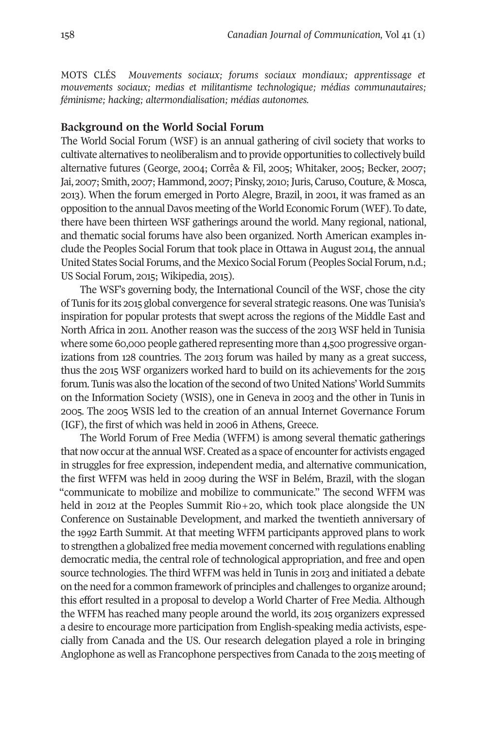MOTS CLÉS *Mouvements sociaux; forums sociaux mondiaux; apprentissage et mouvements sociaux; medias et militantisme technologique; médias communautaires; féminisme; hacking; altermondialisation; médias autonomes.*

## Background on the World Social Forum

The World Social Forum (WSF) is an annual gathering of civil society that works to cultivate alternatives to neoliberalism and to provide opportunities to collectively build alternative futures (George, 2004; Corrêa & Fil, 2005; Whitaker, 2005; Becker, 2007; Jai, 2007; Smith, 2007; Hammond, 2007; Pinsky, 2010; Juris, Caruso, Couture, & Mosca, 2013). When the forum emerged in Porto Alegre, Brazil, in 2001, it was framed as an opposition to the annual Davos meeting of the World Economic Forum (WEF). To date, there have been thirteen WSF gatherings around the world. Many regional, national, and thematic social forums have also been organized. North American examples include the Peoples Social Forum that took place in Ottawa in August 2014, the annual United States Social Forums, and the Mexico Social Forum (Peoples Social Forum, n.d.; US Social Forum, 2015; Wikipedia, 2015).

The WSF's governing body, the International Council of the WSF, chose the city of Tunis for its 2015 global convergence for several strategic reasons. One was Tunisia's inspiration for popular protests that swept across the regions of the Middle East and North Africa in 2011. Another reason was the success of the 2013 WSF held in Tunisia where some 60,000 people gathered representing more than 4,500 progressive organizations from 128 countries. The 2013 forum was hailed by many as a great success, thus the 2015 WSF organizers worked hard to build on its achievements for the 2015 forum. Tunis was also the location of the second of two United Nations' World Summits on the Information Society (WSIS), one in Geneva in 2003 and the other in Tunis in 2005. The 2005 WSIS led to the creation of an annual Internet Governance Forum (IGF), the first of which was held in 2006 in Athens, Greece.

The World Forum of Free Media (WFFM) is among several thematic gatherings that now occur at the annual WSF. Created as a space of encounter for activists engaged in struggles for free expression, independent media, and alternative communication, the first WFFM was held in 2009 during the WSF in Belém, Brazil, with the slogan "communicate to mobilize and mobilize to communicate." The second WFFM was held in 2012 at the Peoples Summit Rio+20, which took place alongside the UN Conference on Sustainable Development, and marked the twentieth anniversary of the 1992 Earth Summit. At that meeting WFFM participants approved plans to work to strengthen a globalized free media movement concerned with regulations enabling democratic media, the central role of technological appropriation, and free and open source technologies. The third WFFM was held in Tunis in 2013 and initiated a debate on the need for a common framework of principles and challenges to organize around; this effort resulted in a proposal to develop a World Charter of Free Media. Although the WFFM has reached many people around the world, its 2015 organizers expressed a desire to encourage more participation from English-speaking media activists, especially from Canada and the US. Our research delegation played a role in bringing Anglophone as well as Francophone perspectives from Canada to the 2015 meeting of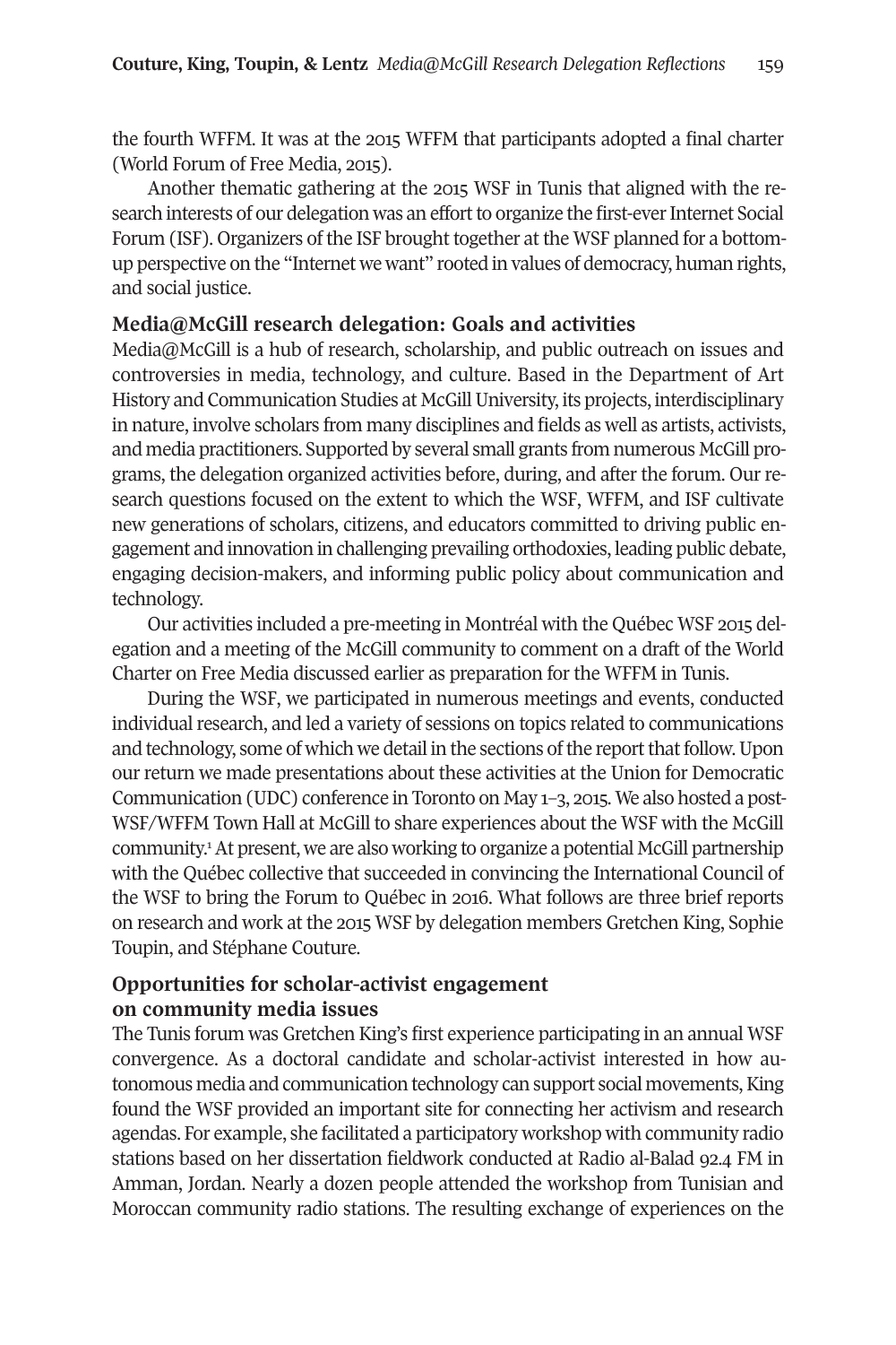the fourth WFFM. It was at the 2015 WFFM that participants adopted a final charter (World Forum of Free Media, 2015).

Another thematic gathering at the 2015 WSF in Tunis that aligned with the research interests of our delegation was an effort to organize the first-ever Internet Social Forum (ISF). Organizers of the ISF brought together at the WSF planned for a bottom-up perspective on the "Internet we want" rooted in values of democracy, human rights, and social justice.

## Media@McGill research delegation: Goals and activities

Media@McGill is a hub of research, scholarship, and public outreach on issues and controversies in media, technology, and culture. Based in the Department of Art History and Communication Studies at McGill University, its projects, interdisciplinary in nature, involve scholars from many disciplines and fields as well as artists, activists, and media practitioners. Supported by several small grants from numerous McGill programs, the delegation organized activities before, during, and after the forum. Our research questions focused on the extent to which the WSF, WFFM, and ISF cultivate new generations of scholars, citizens, and educators committed to driving public engagement and innovation in challenging prevailing orthodoxies, leading public debate, engaging decision-makers, and informing public policy about communication and technology.

Our activities included a pre-meeting in Montréal with the Québec WSF 2015 delegation and a meeting of the McGill community to comment on a draft of the World Charter on Free Media discussed earlier as preparation for the WFFM in Tunis.

During the WSF, we participated in numerous meetings and events, conducted individual research, and led a variety of sessions on topics related to communications and technology, some of which we detail in the sections of the report that follow. Upon our return we made presentations about these activities at the Union for Democratic Communication (UDC) conference in Toronto on May 1–3, 2015. We also hosted a post-WSF/WFFM Town Hall at McGill to share experiences about the WSF with the McGill community.[1] At present, we are also working to organize a potential McGill partnership with the Québec collective that succeeded in convincing the International Council of the WSF to bring the Forum to Québec in 2016. What follows are three brief reports on research and work at the 2015 WSF by delegation members Gretchen King, Sophie Toupin, and Stéphane Couture.

## Opportunities for scholar-activist engagement on community media issues

The Tunis forum was Gretchen King's first experience participating in an annual WSF convergence. As a doctoral candidate and scholar-activist interested in how autonomous media and communication technology can support social movements, King found the WSF provided an important site for connecting her activism and research agendas. For example, she facilitated a participatory workshop with community radio stations based on her dissertation fieldwork conducted at Radio al-Balad 92.4 FM in Amman, Jordan. Nearly a dozen people attended the workshop from Tunisian and Moroccan community radio stations. The resulting exchange of experiences on the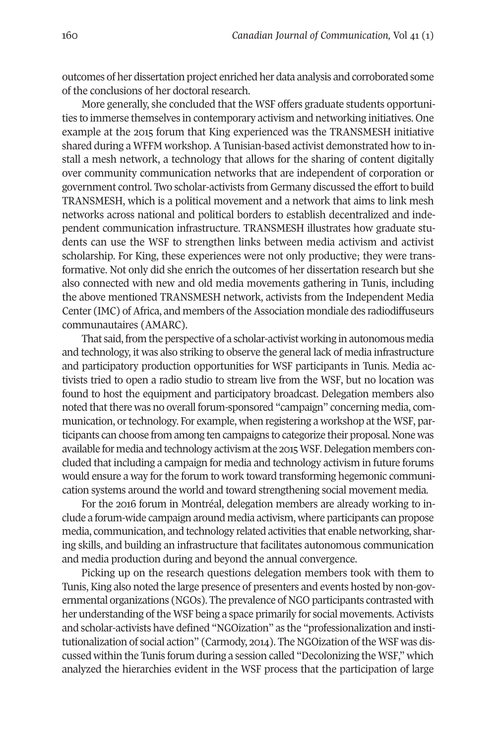outcomes of her dissertation project enriched her data analysis and corroborated some of the conclusions of her doctoral research.

More generally, she concluded that the WSF offers graduate students opportunities to immerse themselves in contemporary activism and networking initiatives. One example at the 2015 forum that King experienced was the TRANSMESH initiative shared during a WFFM workshop. A Tunisian-based activist demonstrated how to install a mesh network, a technology that allows for the sharing of content digitally over community communication networks that are independent of corporation or government control. Two scholar-activists from Germany discussed the effort to build TRANSMESH, which is a political movement and a network that aims to link mesh networks across national and political borders to establish decentralized and independent communication infrastructure. TRANSMESH illustrates how graduate students can use the WSF to strengthen links between media activism and activist scholarship. For King, these experiences were not only productive; they were transformative. Not only did she enrich the outcomes of her dissertation research but she also connected with new and old media movements gathering in Tunis, including the above mentioned TRANSMESH network, activists from the Independent Media Center (IMC) of Africa, and members of the Association mondiale des radiodiffuseurs communautaires (AMARC).

That said, from the perspective of a scholar-activist working in autonomous media and technology, it was also striking to observe the general lack of media infrastructure and participatory production opportunities for WSF participants in Tunis. Media activists tried to open a radio studio to stream live from the WSF, but no location was found to host the equipment and participatory broadcast. Delegation members also noted that there was no overall forum-sponsored "campaign" concerning media, communication, or technology. For example, when registering a workshop at the WSF, participants can choose from among ten campaigns to categorize their proposal. None was available for media and technology activism at the 2015 WSF. Delegation members concluded that including a campaign for media and technology activism in future forums would ensure a way for the forum to work toward transforming hegemonic communication systems around the world and toward strengthening social movement media.

For the 2016 forum in Montréal, delegation members are already working to include a forum-wide campaign around media activism, where participants can propose media, communication, and technology related activities that enable networking, sharing skills, and building an infrastructure that facilitates autonomous communication and media production during and beyond the annual convergence.

Picking up on the research questions delegation members took with them to Tunis, King also noted the large presence of presenters and events hosted by non-governmental organizations (NGOs). The prevalence of NGO participants contrasted with her understanding of the WSF being a space primarily for social movements. Activists and scholar-activists have defined "NGOization" as the "professionalization and institutionalization of social action" (Carmody, 2014). The NGOization of the WSF was discussed within the Tunis forum during a session called "Decolonizing the WSF," which analyzed the hierarchies evident in the WSF process that the participation of large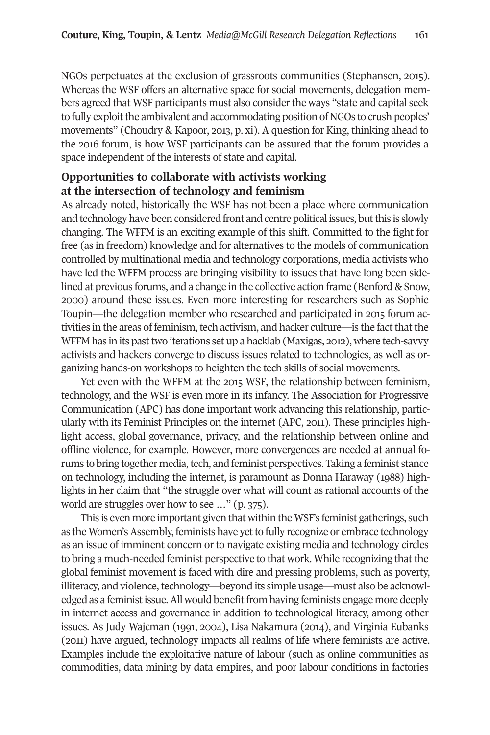NGOs perpetuates at the exclusion of grassroots communities (Stephansen, 2015). Whereas the WSF offers an alternative space for social movements, delegation members agreed that WSF participants must also consider the ways "state and capital seek to fully exploit the ambivalent and accommodating position of NGOs to crush peoples' movements" (Choudry & Kapoor, 2013, p. xi). A question for King, thinking ahead to the 2016 forum, is how WSF participants can be assured that the forum provides a space independent of the interests of state and capital.

### Opportunities to collaborate with activists working at the intersection of technology and feminism

As already noted, historically the WSF has not been a place where communication and technology have been considered front and centre political issues, but this is slowly changing. The WFFM is an exciting example of this shift. Committed to the fight for free (as in freedom) knowledge and for alternatives to the models of communication controlled by multinational media and technology corporations, media activists who have led the WFFM process are bringing visibility to issues that have long been sidelined at previous forums, and a change in the collective action frame (Benford & Snow, 2000) around these issues. Even more interesting for researchers such as Sophie Toupin—the delegation member who researched and participated in 2015 forum activities in the areas of feminism, tech activism, and hacker culture—is the fact that the WFFM has in its past two iterations set up a hacklab (Maxigas, 2012), where tech-savvy activists and hackers converge to discuss issues related to technologies, as well as organizing hands-on workshops to heighten the tech skills of social movements.

Yet even with the WFFM at the 2015 WSF, the relationship between feminism, technology, and the WSF is even more in its infancy. The Association for Progressive Communication (APC) has done important work advancing this relationship, particularly with its Feminist Principles on the internet (APC, 2011). These principles highlight access, global governance, privacy, and the relationship between online and offline violence, for example. However, more convergences are needed at annual forums to bring together media, tech, and feminist perspectives. Taking a feminist stance on technology, including the internet, is paramount as Donna Haraway (1988) highlights in her claim that "the struggle over what will count as rational accounts of the world are struggles over how to see …" (p. 375).

This is even more important given that within the WSF's feminist gatherings, such as the Women's Assembly, feminists have yet to fully recognize or embrace technology as an issue of imminent concern or to navigate existing media and technology circles to bring a much-needed feminist perspective to that work. While recognizing that the global feminist movement is faced with dire and pressing problems, such as poverty, illiteracy, and violence, technology—beyond its simple usage—must also be acknowledged as a feminist issue. All would benefit from having feminists engage more deeply in internet access and governance in addition to technological literacy, among other issues. As Judy Wajcman (1991, 2004), Lisa Nakamura (2014), and Virginia Eubanks (2011) have argued, technology impacts all realms of life where feminists are active. Examples include the exploitative nature of labour (such as online communities as commodities, data mining by data empires, and poor labour conditions in factories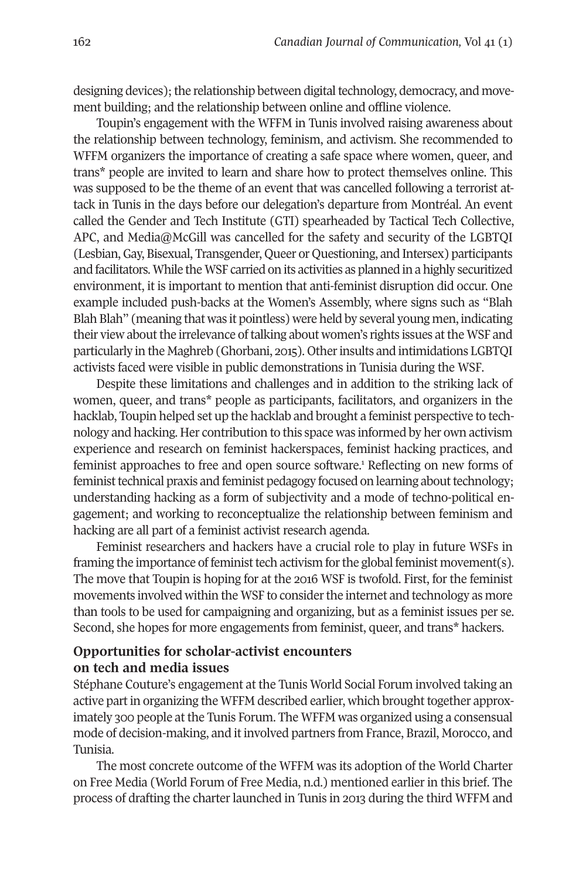designing devices); the relationship between digital technology, democracy, and movement building; and the relationship between online and offline violence.

Toupin's engagement with the WFFM in Tunis involved raising awareness about the relationship between technology, feminism, and activism. She recommended to WFFM organizers the importance of creating a safe space where women, queer, and trans* people are invited to learn and share how to protect themselves online. This was supposed to be the theme of an event that was cancelled following a terrorist attack in Tunis in the days before our delegation's departure from Montréal. An event called the Gender and Tech Institute (GTI) spearheaded by Tactical Tech Collective, APC, and Media@McGill was cancelled for the safety and security of the LGBTQI (Lesbian, Gay, Bisexual, Transgender, Queer or Questioning, and Intersex) participants and facilitators. While the WSF carried on its activities as planned in a highly securitized environment, it is important to mention that anti-feminist disruption did occur. One example included push-backs at the Women's Assembly, where signs such as "Blah Blah Blah" (meaning that was it pointless) were held by several young men, indicating their view about the irrelevance of talking about women's rights issues at the WSF and particularly in the Maghreb (Ghorbani, 2015). Other insults and intimidations LGBTQI activists faced were visible in public demonstrations in Tunisia during the WSF.

Despite these limitations and challenges and in addition to the striking lack of women, queer, and trans* people as participants, facilitators, and organizers in the hacklab, Toupin helped set up the hacklab and brought a feminist perspective to technology and hacking. Her contribution to this space was informed by her own activism experience and research on feminist hackerspaces, feminist hacking practices, and feminist approaches to free and open source software.[1] Reflecting on new forms of feminist technical praxis and feminist pedagogy focused on learning about technology; understanding hacking as a form of subjectivity and a mode of techno-political engagement; and working to reconceptualize the relationship between feminism and hacking are all part of a feminist activist research agenda.

Feminist researchers and hackers have a crucial role to play in future WSFs in framing the importance of feminist tech activism for the global feminist movement(s). The move that Toupin is hoping for at the 2016 WSF is twofold. First, for the feminist movements involved within the WSF to consider the internet and technology as more than tools to be used for campaigning and organizing, but as a feminist issues per se. Second, she hopes for more engagements from feminist, queer, and trans* hackers.

### Opportunities for scholar-activist encounters on tech and media issues

Stéphane Couture's engagement at the Tunis World Social Forum involved taking an active part in organizing the WFFM described earlier, which brought together approximately 300 people at the Tunis Forum. The WFFM was organized using a consensual mode of decision-making, and it involved partners from France, Brazil, Morocco, and Tunisia.

The most concrete outcome of the WFFM was its adoption of the World Charter on Free Media (World Forum of Free Media, n.d.) mentioned earlier in this brief. The process of drafting the charter launched in Tunis in 2013 during the third WFFM and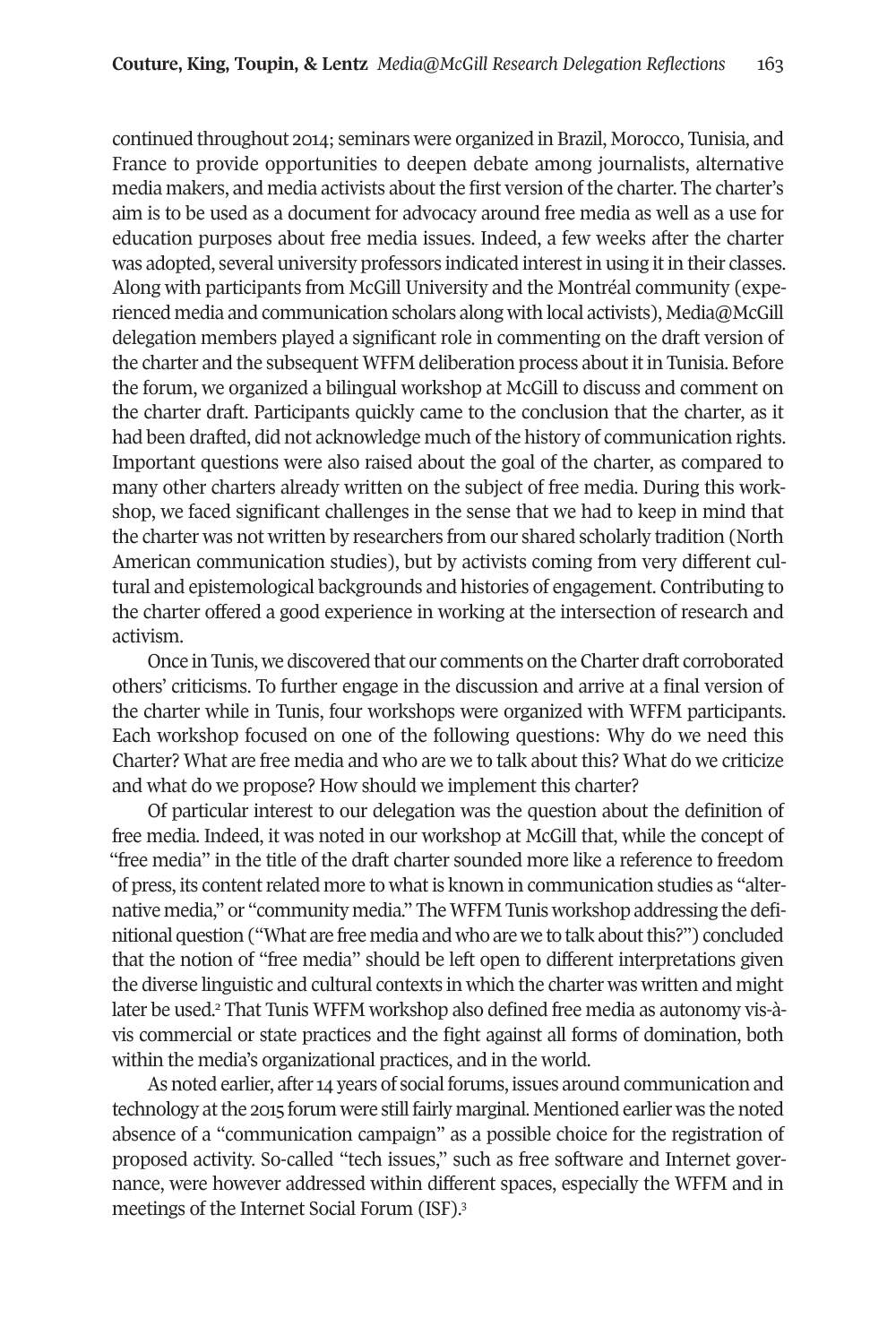continued throughout 2014; seminars were organized in Brazil, Morocco, Tunisia, and France to provide opportunities to deepen debate among journalists, alternative media makers, and media activists about the first version of the charter. The charter's aim is to be used as a document for advocacy around free media as well as a use for education purposes about free media issues. Indeed, a few weeks after the charter was adopted, several university professors indicated interest in using it in their classes. Along with participants from McGill University and the Montréal community (experienced media and communication scholars along with local activists), Media@McGill delegation members played a significant role in commenting on the draft version of the charter and the subsequent WFFM deliberation process about it in Tunisia. Before the forum, we organized a bilingual workshop at McGill to discuss and comment on the charter draft. Participants quickly came to the conclusion that the charter, as it had been drafted, did not acknowledge much of the history of communication rights. Important questions were also raised about the goal of the charter, as compared to many other charters already written on the subject of free media. During this workshop, we faced significant challenges in the sense that we had to keep in mind that the charter was not written by researchers from our shared scholarly tradition (North American communication studies), but by activists coming from very different cultural and epistemological backgrounds and histories of engagement. Contributing to the charter offered a good experience in working at the intersection of research and activism.

Once in Tunis, we discovered that our comments on the Charter draft corroborated others' criticisms. To further engage in the discussion and arrive at a final version of the charter while in Tunis, four workshops were organized with WFFM participants. Each workshop focused on one of the following questions: Why do we need this Charter? What are free media and who are we to talk about this? What do we criticize and what do we propose? How should we implement this charter?

Of particular interest to our delegation was the question about the definition of free media. Indeed, it was noted in our workshop at McGill that, while the concept of "free media" in the title of the draft charter sounded more like a reference to freedom of press, its content related more to what is known in communication studies as "alternative media," or "community media." The WFFM Tunis workshop addressing the definitional question ("What are free media and who are we to talk about this?") concluded that the notion of "free media" should be left open to different interpretations given the diverse linguistic and cultural contexts in which the charter was written and might later be used.[2] That Tunis WFFM workshop also defined free media as autonomy vis-à-vis commercial or state practices and the fight against all forms of domination, both within the media's organizational practices, and in the world.

As noted earlier, after 14 years of social forums, issues around communication and technology at the 2015 forum were still fairly marginal. Mentioned earlier was the noted absence of a "communication campaign" as a possible choice for the registration of proposed activity. So-called "tech issues," such as free software and Internet governance, were however addressed within different spaces, especially the WFFM and in meetings of the Internet Social Forum (ISF).[3]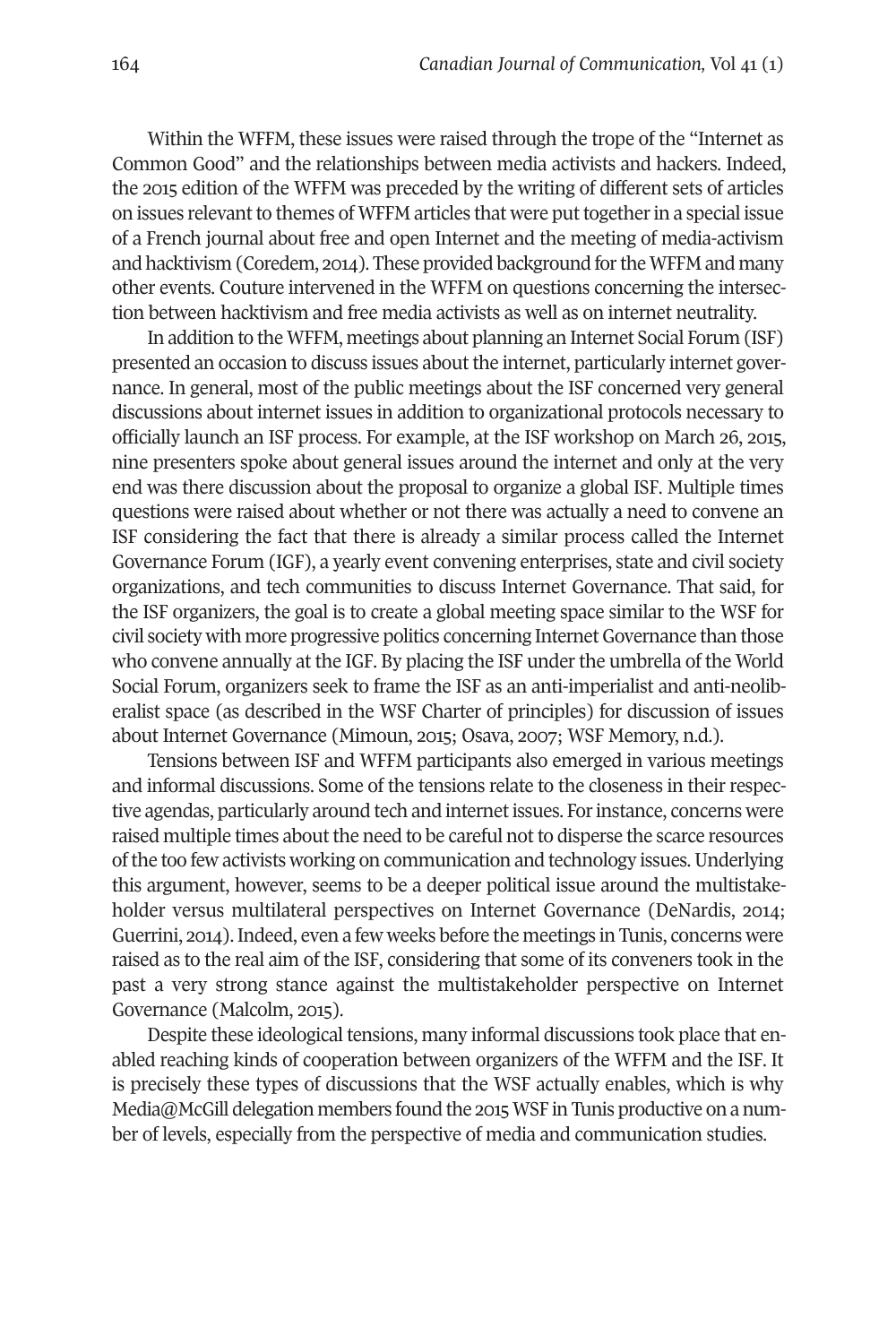Within the WFFM, these issues were raised through the trope of the "Internet as Common Good" and the relationships between media activists and hackers. Indeed, the 2015 edition of the WFFM was preceded by the writing of different sets of articles on issues relevant to themes of WFFM articles that were put together in a special issue of a French journal about free and open Internet and the meeting of media-activism and hacktivism (Coredem, 2014). These provided background for the WFFM and many other events. Couture intervened in the WFFM on questions concerning the intersection between hacktivism and free media activists as well as on internet neutrality.

In addition to the WFFM, meetings about planning an Internet Social Forum (ISF) presented an occasion to discuss issues about the internet, particularly internet governance. In general, most of the public meetings about the ISF concerned very general discussions about internet issues in addition to organizational protocols necessary to officially launch an ISF process. For example, at the ISF workshop on March 26, 2015, nine presenters spoke about general issues around the internet and only at the very end was there discussion about the proposal to organize a global ISF. Multiple times questions were raised about whether or not there was actually a need to convene an ISF considering the fact that there is already a similar process called the Internet Governance Forum (IGF), a yearly event convening enterprises, state and civil society organizations, and tech communities to discuss Internet Governance. That said, for the ISF organizers, the goal is to create a global meeting space similar to the WSF for civil society with more progressive politics concerning Internet Governance than those who convene annually at the IGF. By placing the ISF under the umbrella of the World Social Forum, organizers seek to frame the ISF as an anti-imperialist and anti-neoliberalist space (as described in the WSF Charter of principles) for discussion of issues about Internet Governance (Mimoun, 2015; Osava, 2007; WSF Memory, n.d.).

Tensions between ISF and WFFM participants also emerged in various meetings and informal discussions. Some of the tensions relate to the closeness in their respective agendas, particularly around tech and internet issues. For instance, concerns were raised multiple times about the need to be careful not to disperse the scarce resources of the too few activists working on communication and technology issues. Underlying this argument, however, seems to be a deeper political issue around the multistakeholder versus multilateral perspectives on Internet Governance (DeNardis, 2014; Guerrini, 2014). Indeed, even a few weeks before the meetings in Tunis, concerns were raised as to the real aim of the ISF, considering that some of its conveners took in the past a very strong stance against the multistakeholder perspective on Internet Governance (Malcolm, 2015).

Despite these ideological tensions, many informal discussions took place that enabled reaching kinds of cooperation between organizers of the WFFM and the ISF. It is precisely these types of discussions that the WSF actually enables, which is why Media@McGill delegation members found the 2015 WSF in Tunis productive on a number of levels, especially from the perspective of media and communication studies.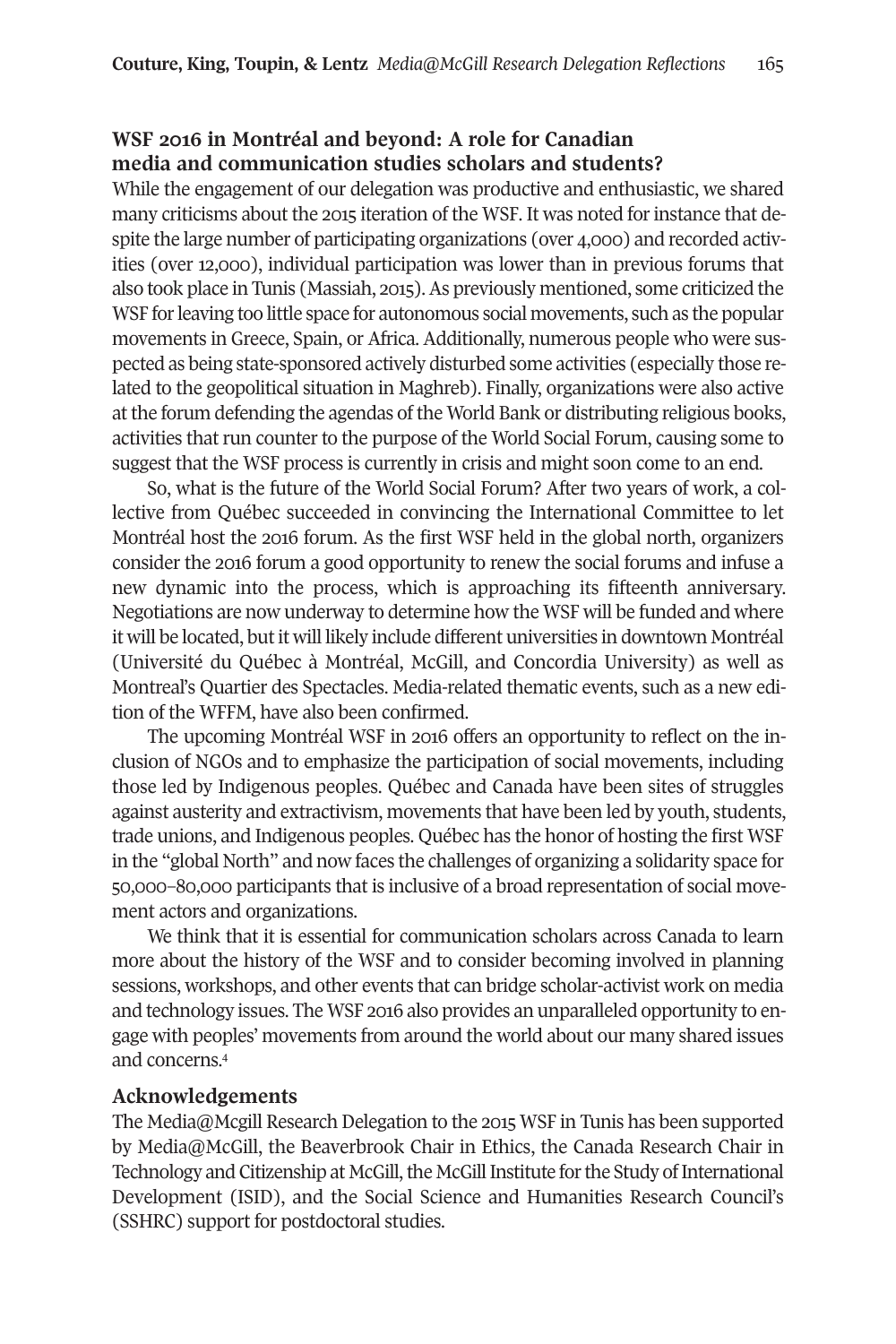## WSF 2016 in Montréal and beyond: A role for Canadian media and communication studies scholars and students?

While the engagement of our delegation was productive and enthusiastic, we shared many criticisms about the 2015 iteration of the WSF. It was noted for instance that despite the large number of participating organizations (over 4,000) and recorded activities (over 12,000), individual participation was lower than in previous forums that also took place in Tunis (Massiah, 2015). As previously mentioned, some criticized the WSF for leaving too little space for autonomous social movements, such as the popular movements in Greece, Spain, or Africa. Additionally, numerous people who were suspected as being state-sponsored actively disturbed some activities (especially those related to the geopolitical situation in Maghreb). Finally, organizations were also active at the forum defending the agendas of the World Bank or distributing religious books, activities that run counter to the purpose of the World Social Forum, causing some to suggest that the WSF process is currently in crisis and might soon come to an end.

So, what is the future of the World Social Forum? After two years of work, a collective from Québec succeeded in convincing the International Committee to let Montréal host the 2016 forum. As the first WSF held in the global north, organizers consider the 2016 forum a good opportunity to renew the social forums and infuse a new dynamic into the process, which is approaching its fifteenth anniversary. Negotiations are now underway to determine how the WSF will be funded and where it will be located, but it will likely include different universities in downtown Montréal (Université du Québec à Montréal, McGill, and Concordia University) as well as Montreal's Quartier des Spectacles. Media-related thematic events, such as a new edition of the WFFM, have also been confirmed.

The upcoming Montréal WSF in 2016 offers an opportunity to reflect on the inclusion of NGOs and to emphasize the participation of social movements, including those led by Indigenous peoples. Québec and Canada have been sites of struggles against austerity and extractivism, movements that have been led by youth, students, trade unions, and Indigenous peoples. Québec has the honor of hosting the first WSF in the "global North" and now faces the challenges of organizing a solidarity space for 50,000–80,000 participants that is inclusive of a broad representation of social movement actors and organizations.

We think that it is essential for communication scholars across Canada to learn more about the history of the WSF and to consider becoming involved in planning sessions, workshops, and other events that can bridge scholar-activist work on media and technology issues. The WSF 2016 also provides an unparalleled opportunity to engage with peoples' movements from around the world about our many shared issues and concerns.[4]

## Acknowledgements

The Media@Mcgill Research Delegation to the 2015 WSF in Tunis has been supported by Media@McGill, the Beaverbrook Chair in Ethics, the Canada Research Chair in Technology and Citizenship at McGill, the McGill Institute for the Study of International Development (ISID), and the Social Science and Humanities Research Council's (SSHRC) support for postdoctoral studies.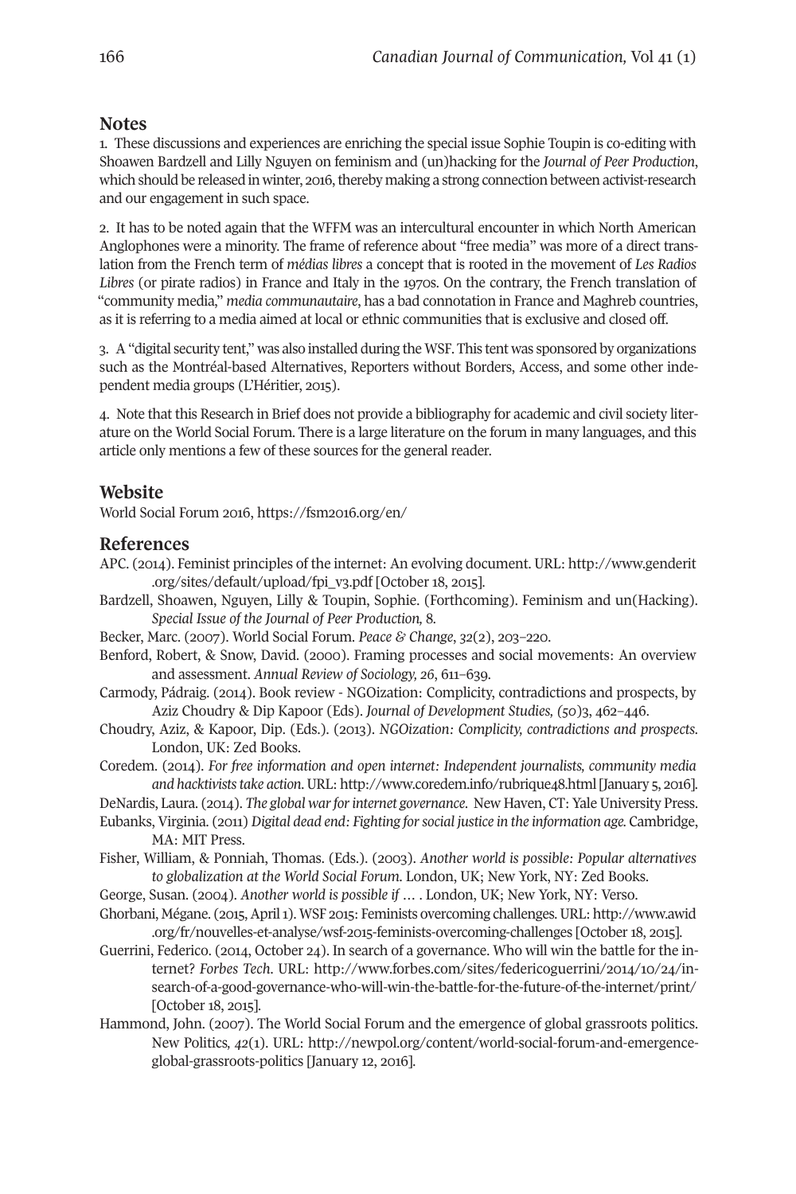## Notes

1. These discussions and experiences are enriching the special issue Sophie Toupin is co-editing with Shoawen Bardzell and Lilly Nguyen on feminism and (un)hacking for the *Journal of Peer Production*, which should be released in winter, 2016, thereby making a strong connection between activist-research and our engagement in such space.

2. It has to be noted again that the WFFM was an intercultural encounter in which North American Anglophones were a minority. The frame of reference about "free media" was more of a direct translation from the French term of *médias libres* a concept that is rooted in the movement of *Les Radios Libres* (or pirate radios) in France and Italy in the 1970s. On the contrary, the French translation of "community media," *media communautaire*, has a bad connotation in France and Maghreb countries, as it is referring to a media aimed at local or ethnic communities that is exclusive and closed off.

3. A "digital security tent," was also installed during the WSF. This tent was sponsored by organizations such as the Montréal-based Alternatives, Reporters without Borders, Access, and some other independent media groups (L'Héritier, 2015).

4. Note that this Research in Brief does not provide a bibliography for academic and civil society literature on the World Social Forum. There is a large literature on the forum in many languages, and this article only mentions a few of these sources for the general reader.

## Website

World Social Forum 2016, https://fsm2016.org/en/

## References

APC. (2014). Feminist principles of the internet: An evolving document. URL: http://www.genderit.org/sites/default/upload/fpi_v3.pdf [October 18, 2015].

Bardzell, Shoawen, Nguyen, Lilly & Toupin, Sophie. (Forthcoming). Feminism and un(Hacking). *Special Issue of the Journal of Peer Production,* 8.

Becker, Marc. (2007). World Social Forum. *Peace & Change*, *32*(2), 203–220.

Benford, Robert, & Snow, David. (2000). Framing processes and social movements: An overview and assessment. *Annual Review of Sociology, 26*, 611–639.

Carmody, Pádraig. (2014). Book review - NGOization: Complicity, contradictions and prospects, by Aziz Choudry & Dip Kapoor (Eds). *Journal of Development Studies, (50*)3, 462–446.

Choudry, Aziz, & Kapoor, Dip. (Eds.). (2013). *NGOization: Complicity, contradictions and prospects.* London, UK: Zed Books.

Coredem. (2014). *For free information and open internet: Independent journalists, community media and hacktivists take action.* URL: http://www.coredem.info/rubrique48.html [January 5, 2016].

DeNardis, Laura. (2014). *The global war for internet governance.* New Haven, CT: Yale University Press.

Eubanks, Virginia. (2011) *Digital dead end: Fighting for social justice in the information age.* Cambridge, MA: MIT Press.

Fisher, William, & Ponniah, Thomas. (Eds.). (2003). *Another world is possible: Popular alternatives to globalization at the World Social Forum.* London, UK; New York, NY: Zed Books.

George, Susan. (2004). *Another world is possible if …* . London, UK; New York, NY: Verso.

Ghorbani, Mégane. (2015, April 1). WSF 2015: Feminists overcoming challenges. URL: http://www.awid.org/fr/nouvelles-et-analyse/wsf-2015-feminists-overcoming-challenges [October 18, 2015].

Guerrini, Federico. (2014, October 24). In search of a governance. Who will win the battle for the internet? *Forbes Tech.* URL: http://www.forbes.com/sites/federicoguerrini/2014/10/24/in-search-of-a-good-governance-who-will-win-the-battle-for-the-future-of-the-internet/print/ [October 18, 2015].

Hammond, John. (2007). The World Social Forum and the emergence of global grassroots politics. New Politics*, 42*(1). URL: http://newpol.org/content/world-social-forum-and-emergence-global-grassroots-politics [January 12, 2016].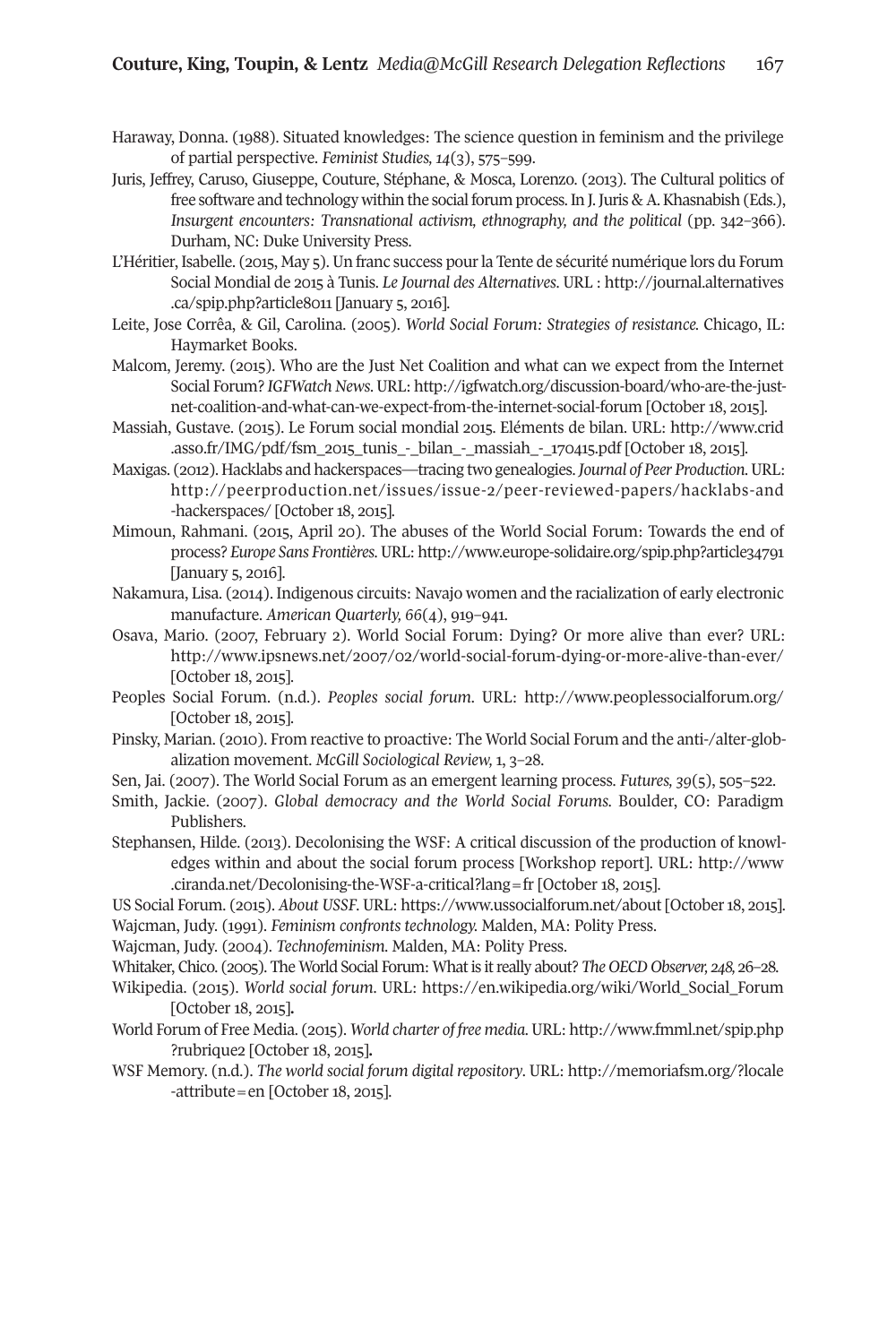Haraway, Donna. (1988). Situated knowledges: The science question in feminism and the privilege of partial perspective. *Feminist Studies, 14*(3), 575–599.

Juris, Jeffrey, Caruso, Giuseppe, Couture, Stéphane, & Mosca, Lorenzo. (2013). The Cultural politics of free software and technology within the social forum process. In J. Juris & A. Khasnabish (Eds.), *Insurgent encounters: Transnational activism, ethnography, and the political* (pp. 342–366). Durham, NC: Duke University Press.

L'Héritier, Isabelle. (2015, May 5). Un franc success pour la Tente de sécurité numérique lors du Forum Social Mondial de 2015 à Tunis. *Le Journal des Alternatives*. URL : http://journal.alternatives.ca/spip.php?article8011 [January 5, 2016].

Leite, Jose Corrêa, & Gil, Carolina. (2005). *World Social Forum: Strategies of resistance*. Chicago, IL: Haymarket Books.

Malcom, Jeremy. (2015). Who are the Just Net Coalition and what can we expect from the Internet Social Forum? *IGFWatch News*. URL: http://igfwatch.org/discussion-board/who-are-the-just-net-coalition-and-what-can-we-expect-from-the-internet-social-forum [October 18, 2015].

Massiah, Gustave. (2015). Le Forum social mondial 2015. Eléments de bilan. URL: http://www.crid.asso.fr/IMG/pdf/fsm_2015_tunis_-_bilan_-_massiah_-_170415.pdf [October 18, 2015].

Maxigas. (2012). Hacklabs and hackerspaces—tracing two genealogies. *Journal of Peer Production*. URL: http://peerproduction.net/issues/issue-2/peer-reviewed-papers/hacklabs-and-hackerspaces/ [October 18, 2015].

Mimoun, Rahmani. (2015, April 20). The abuses of the World Social Forum: Towards the end of process? *Europe Sans Frontières*. URL: http://www.europe-solidaire.org/spip.php?article34791 [January 5, 2016].

Nakamura, Lisa. (2014). Indigenous circuits: Navajo women and the racialization of early electronic manufacture. *American Quarterly, 66*(4), 919–941.

Osava, Mario. (2007, February 2). World Social Forum: Dying? Or more alive than ever? URL: http://www.ipsnews.net/2007/02/world-social-forum-dying-or-more-alive-than-ever/ [October 18, 2015].

Peoples Social Forum. (n.d.). *Peoples social forum*. URL: http://www.peoplessocialforum.org/ [October 18, 2015].

Pinsky, Marian. (2010). From reactive to proactive: The World Social Forum and the anti-/alter-globalization movement. *McGill Sociological Review,* 1, 3–28.

Sen, Jai. (2007). The World Social Forum as an emergent learning process. *Futures, 39*(5), 505–522.

Smith, Jackie. (2007). *Global democracy and the World Social Forums*. Boulder, CO: Paradigm Publishers.

Stephansen, Hilde. (2013). Decolonising the WSF: A critical discussion of the production of knowledges within and about the social forum process [Workshop report]. URL: http://www.ciranda.net/Decolonising-the-WSF-a-critical?lang=fr [October 18, 2015].

US Social Forum. (2015). *About USSF*. URL: https://www.ussocialforum.net/about [October 18, 2015].

Wajcman, Judy. (1991). *Feminism confronts technology*. Malden, MA: Polity Press.

Wajcman, Judy. (2004). *Technofeminism*. Malden, MA: Polity Press.

Whitaker, Chico. (2005). The World Social Forum: What is it really about? *The OECD Observer, 248,* 26–28.

Wikipedia. (2015). *World social forum*. URL: https://en.wikipedia.org/wiki/World_Social_Forum [October 18, 2015].

World Forum of Free Media. (2015). *World charter of free media*. URL: http://www.fmml.net/spip.php?rubrique2 [October 18, 2015].

WSF Memory. (n.d.). *The world social forum digital repository*. URL: http://memoriafsm.org/?locale-attribute=en [October 18, 2015].